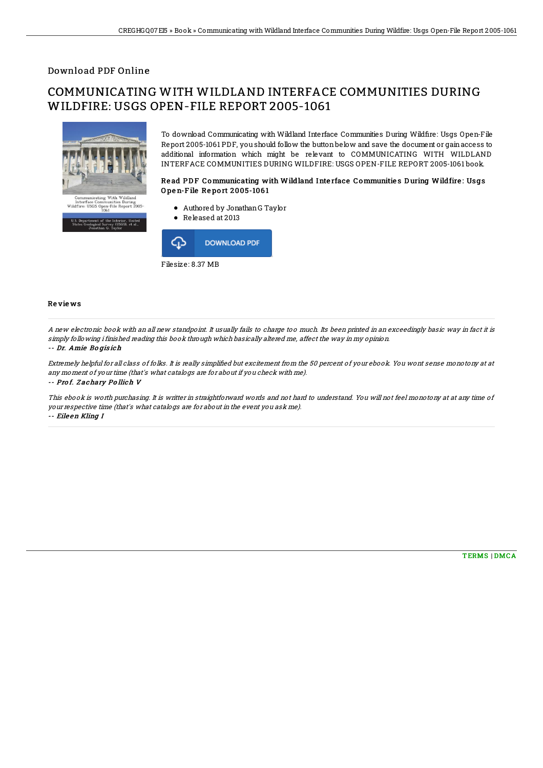Download PDF Online

# COMMUNICATING WITH WILDLAND INTERFACE COMMUNITIES DURING WILDFIRE: USGS OPEN-FILE REPORT 2005-1061

To download Communicating with Wildland Interface Communities During Wildfire: Usgs Open-File Report 2005-1061 PDF, you should follow the button below and save the document or gain access to additional information which might be relevant to COMMUNICATING WITH WILDLAND INTERFACE COMMUNITIES DURING WILDFIRE: USGS OPEN-FILE REPORT 2005-1061 book.

### Read PDF Communicating with Wildland Interface Communities During Wildfire: Usgs Open-File Report 2005-1061

- Authored by Jonathan G Taylor
- Released at 2013

DOWNLOAD PDF

Filesize: 8.37 MB

## Reviews

*A new electronic book with an all new standpoint. It usually fails to charge too much. Its been printed in an exceedingly basic way in fact it is simply following i finished reading this book through which basically altered me, affect the way in my opinion.*

*-- Dr. Amie Bogisich*

*Extremely helpful for all class of folks. It is really simplified but excitement from the 50 percent of your ebook. You wont sense monotony at at any moment of your time (that's what catalogs are for about if you check with me).*

*-- Prof. Zachary Pollich V*

*This ebook is worth purchasing. It is writter in straightforward words and not hard to understand. You will not feel monotony at at any time of your respective time (that's what catalogs are for about in the event you ask me).*

*-- Eileen Kling I*

TERMS | DMCA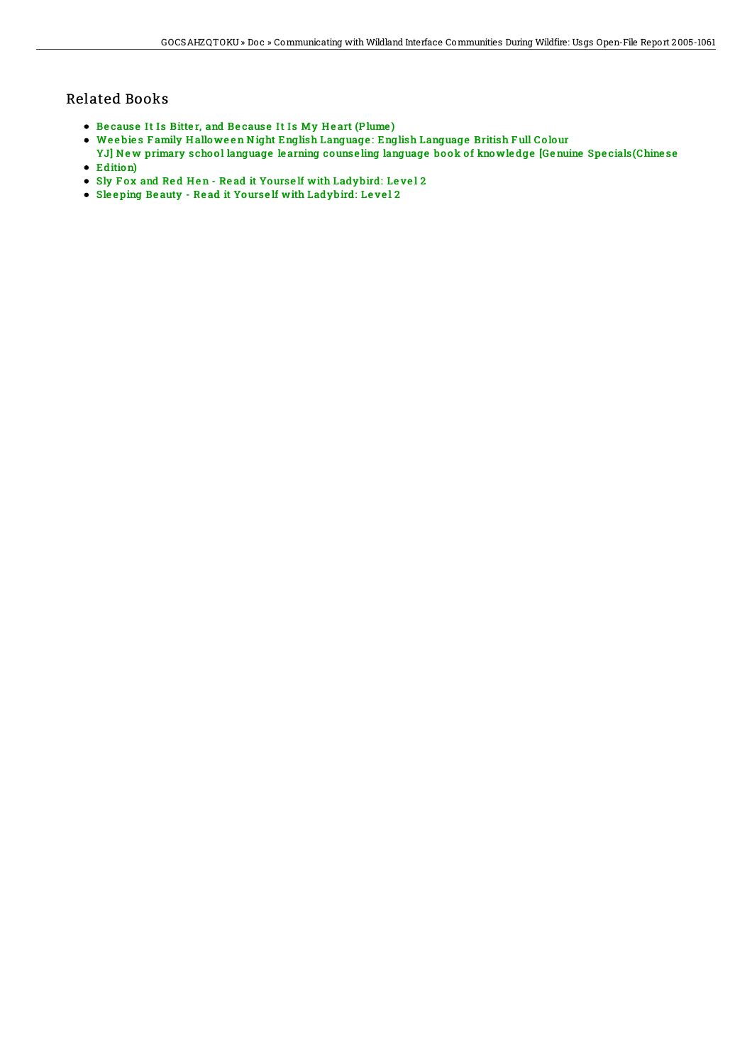## Related Books

- Because It Is Bitter, and Because It Is My Heart (Plume)
- Weebies Family Halloween Night English Language: English Language British Full Colour
- YJ] New primary school language learning counseling language book of knowledge [Genuine Specials(Chinese Edition)
- Sly Fox and Red Hen - Read it Yourself with Ladybird: Level 2
- Sleeping Beauty - Read it Yourself with Ladybird: Level 2